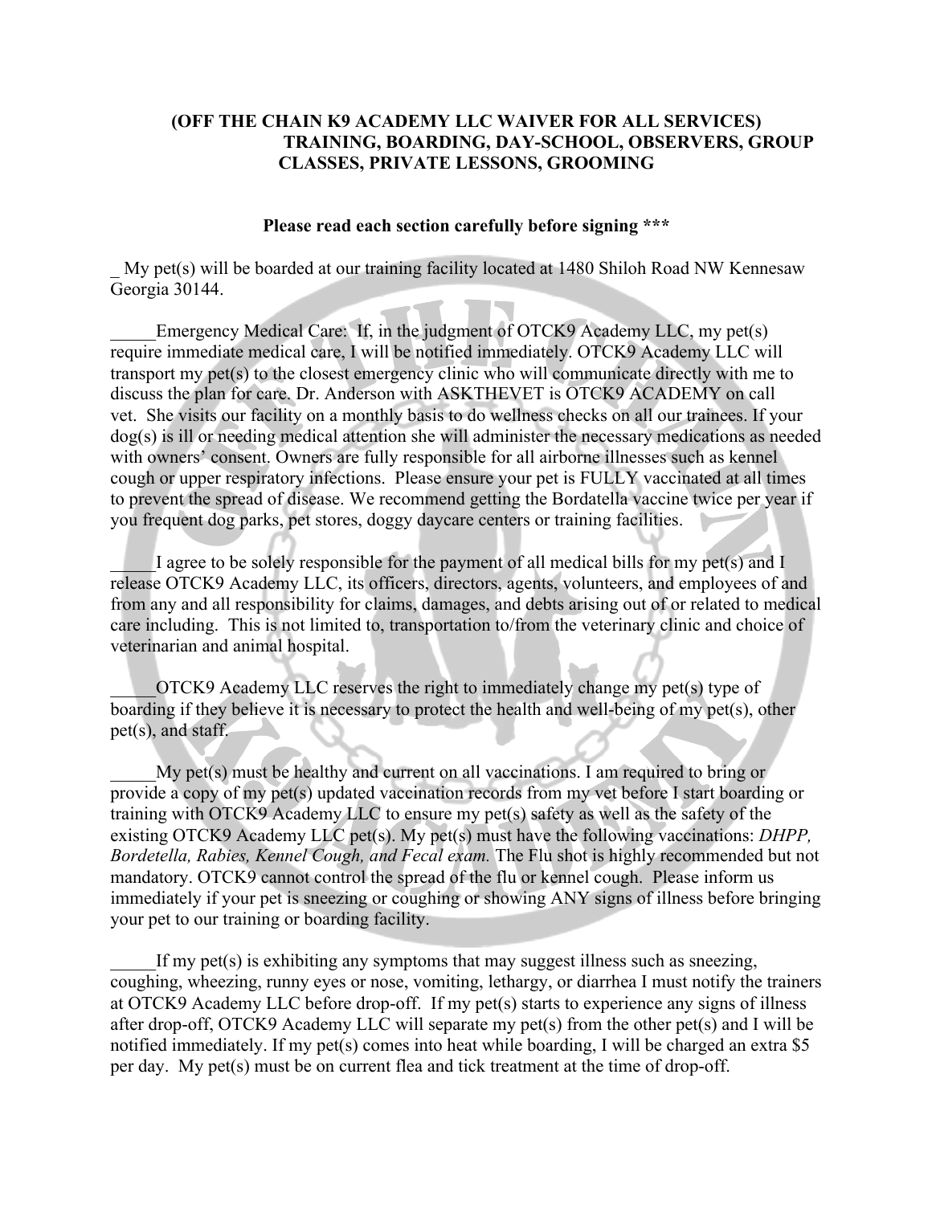**(OFF THE CHAIN K9 ACADEMY LLC WAIVER FOR ALL SERVICES) TRAINING, BOARDING, DAY-SCHOOL, OBSERVERS, GROUP CLASSES, PRIVATE LESSONS, GROOMING**

**Please read each section carefully before signing *****

_ My pet(s) will be boarded at our training facility located at 1480 Shiloh Road NW Kennesaw Georgia 30144.

_____Emergency Medical Care: If, in the judgment of OTCK9 Academy LLC, my pet(s) require immediate medical care, I will be notified immediately. OTCK9 Academy LLC will transport my pet(s) to the closest emergency clinic who will communicate directly with me to discuss the plan for care. Dr. Anderson with ASKTHEVET is OTCK9 ACADEMY on call vet. She visits our facility on a monthly basis to do wellness checks on all our trainees. If your dog(s) is ill or needing medical attention she will administer the necessary medications as needed with owners' consent. Owners are fully responsible for all airborne illnesses such as kennel cough or upper respiratory infections. Please ensure your pet is FULLY vaccinated at all times to prevent the spread of disease. We recommend getting the Bordatella vaccine twice per year if you frequent dog parks, pet stores, doggy daycare centers or training facilities.

_____I agree to be solely responsible for the payment of all medical bills for my pet(s) and I release OTCK9 Academy LLC, its officers, directors, agents, volunteers, and employees of and from any and all responsibility for claims, damages, and debts arising out of or related to medical care including. This is not limited to, transportation to/from the veterinary clinic and choice of veterinarian and animal hospital.

_____OTCK9 Academy LLC reserves the right to immediately change my pet(s) type of boarding if they believe it is necessary to protect the health and well-being of my pet(s), other pet(s), and staff.

_____My pet(s) must be healthy and current on all vaccinations. I am required to bring or provide a copy of my pet(s) updated vaccination records from my vet before I start boarding or training with OTCK9 Academy LLC to ensure my pet(s) safety as well as the safety of the existing OTCK9 Academy LLC pet(s). My pet(s) must have the following vaccinations: *DHPP, Bordetella, Rabies, Kennel Cough, and Fecal exam.* The Flu shot is highly recommended but not mandatory. OTCK9 cannot control the spread of the flu or kennel cough. Please inform us immediately if your pet is sneezing or coughing or showing ANY signs of illness before bringing your pet to our training or boarding facility.

_____If my pet(s) is exhibiting any symptoms that may suggest illness such as sneezing, coughing, wheezing, runny eyes or nose, vomiting, lethargy, or diarrhea I must notify the trainers at OTCK9 Academy LLC before drop-off. If my pet(s) starts to experience any signs of illness after drop-off, OTCK9 Academy LLC will separate my pet(s) from the other pet(s) and I will be notified immediately. If my pet(s) comes into heat while boarding, I will be charged an extra $5 per day. My pet(s) must be on current flea and tick treatment at the time of drop-off.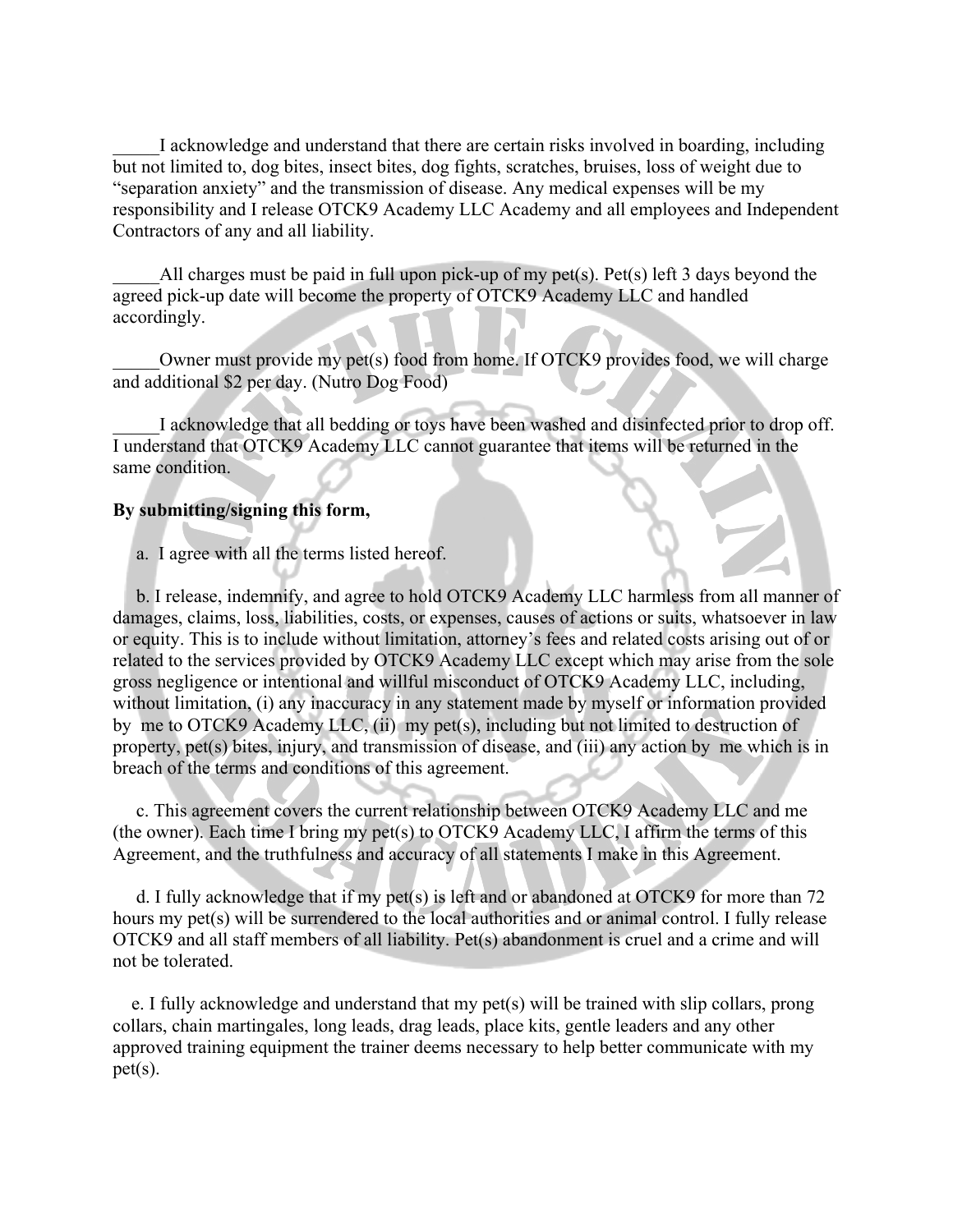_____I acknowledge and understand that there are certain risks involved in boarding, including but not limited to, dog bites, insect bites, dog fights, scratches, bruises, loss of weight due to "separation anxiety" and the transmission of disease. Any medical expenses will be my responsibility and I release OTCK9 Academy LLC Academy and all employees and Independent Contractors of any and all liability.

_____All charges must be paid in full upon pick-up of my pet(s). Pet(s) left 3 days beyond the agreed pick-up date will become the property of OTCK9 Academy LLC and handled accordingly.

_____Owner must provide my pet(s) food from home. If OTCK9 provides food, we will charge and additional $2 per day. (Nutro Dog Food)

_____I acknowledge that all bedding or toys have been washed and disinfected prior to drop off. I understand that OTCK9 Academy LLC cannot guarantee that items will be returned in the same condition.

**By submitting/signing this form,**

a. I agree with all the terms listed hereof.

b. I release, indemnify, and agree to hold OTCK9 Academy LLC harmless from all manner of damages, claims, loss, liabilities, costs, or expenses, causes of actions or suits, whatsoever in law or equity. This is to include without limitation, attorney's fees and related costs arising out of or related to the services provided by OTCK9 Academy LLC except which may arise from the sole gross negligence or intentional and willful misconduct of OTCK9 Academy LLC, including, without limitation, (i) any inaccuracy in any statement made by myself or information provided by me to OTCK9 Academy LLC, (ii) my pet(s), including but not limited to destruction of property, pet(s) bites, injury, and transmission of disease, and (iii) any action by me which is in breach of the terms and conditions of this agreement.

c. This agreement covers the current relationship between OTCK9 Academy LLC and me (the owner). Each time I bring my pet(s) to OTCK9 Academy LLC, I affirm the terms of this Agreement, and the truthfulness and accuracy of all statements I make in this Agreement.

d. I fully acknowledge that if my pet(s) is left and or abandoned at OTCK9 for more than 72 hours my pet(s) will be surrendered to the local authorities and or animal control. I fully release OTCK9 and all staff members of all liability. Pet(s) abandonment is cruel and a crime and will not be tolerated.

e. I fully acknowledge and understand that my pet(s) will be trained with slip collars, prong collars, chain martingales, long leads, drag leads, place kits, gentle leaders and any other approved training equipment the trainer deems necessary to help better communicate with my pet(s).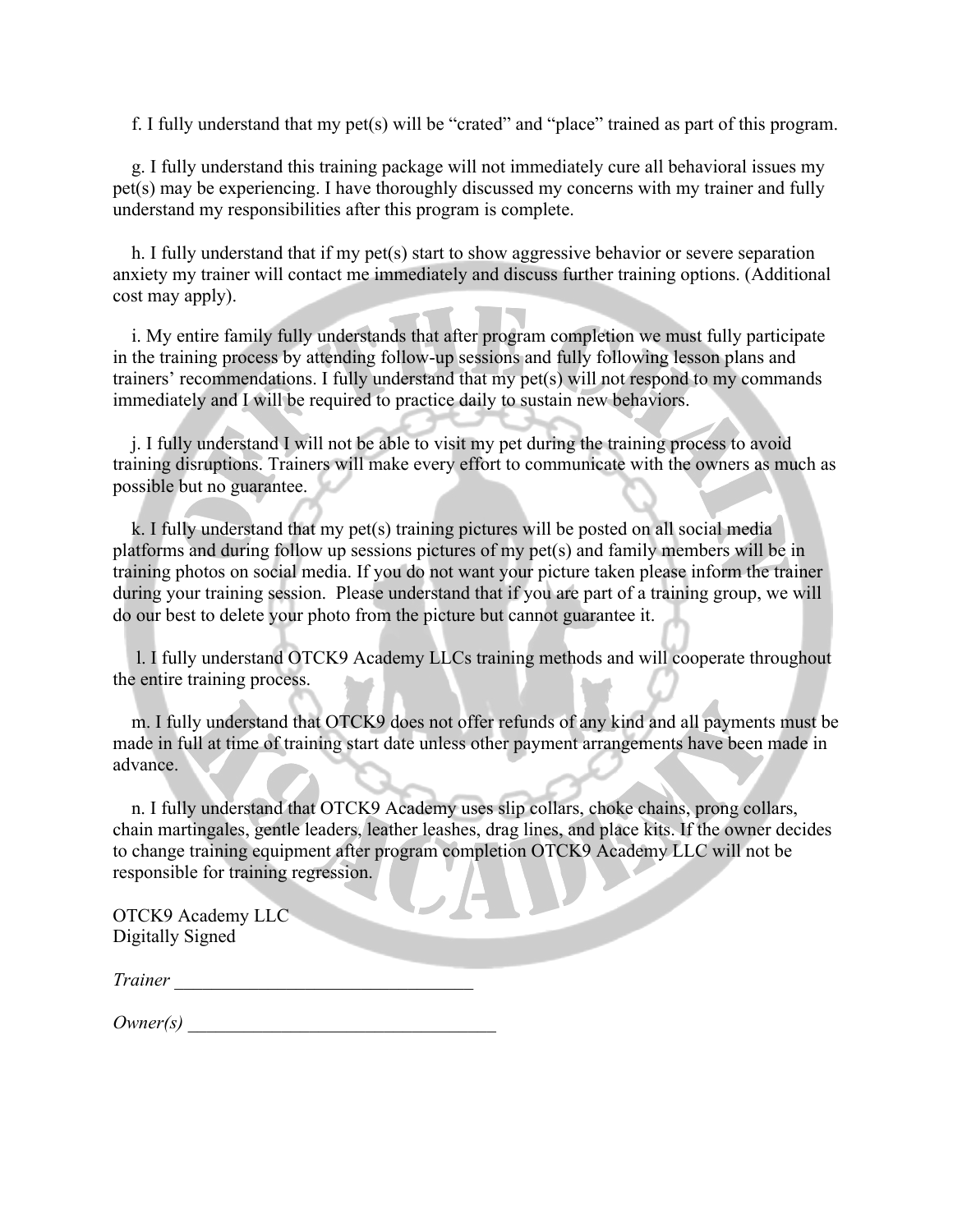f. I fully understand that my pet(s) will be "crated" and "place" trained as part of this program.

g. I fully understand this training package will not immediately cure all behavioral issues my pet(s) may be experiencing. I have thoroughly discussed my concerns with my trainer and fully understand my responsibilities after this program is complete.

h. I fully understand that if my pet(s) start to show aggressive behavior or severe separation anxiety my trainer will contact me immediately and discuss further training options. (Additional cost may apply).

i. My entire family fully understands that after program completion we must fully participate in the training process by attending follow-up sessions and fully following lesson plans and trainers' recommendations. I fully understand that my pet(s) will not respond to my commands immediately and I will be required to practice daily to sustain new behaviors.

j. I fully understand I will not be able to visit my pet during the training process to avoid training disruptions. Trainers will make every effort to communicate with the owners as much as possible but no guarantee.

k. I fully understand that my pet(s) training pictures will be posted on all social media platforms and during follow up sessions pictures of my pet(s) and family members will be in training photos on social media. If you do not want your picture taken please inform the trainer during your training session. Please understand that if you are part of a training group, we will do our best to delete your photo from the picture but cannot guarantee it.

l. I fully understand OTCK9 Academy LLCs training methods and will cooperate throughout the entire training process.

m. I fully understand that OTCK9 does not offer refunds of any kind and all payments must be made in full at time of training start date unless other payment arrangements have been made in advance.

n. I fully understand that OTCK9 Academy uses slip collars, choke chains, prong collars, chain martingales, gentle leaders, leather leashes, drag lines, and place kits. If the owner decides to change training equipment after program completion OTCK9 Academy LLC will not be responsible for training regression.

OTCK9 Academy LLC
Digitally Signed

*Trainer* ________________________________

*Owner(s)* _________________________________